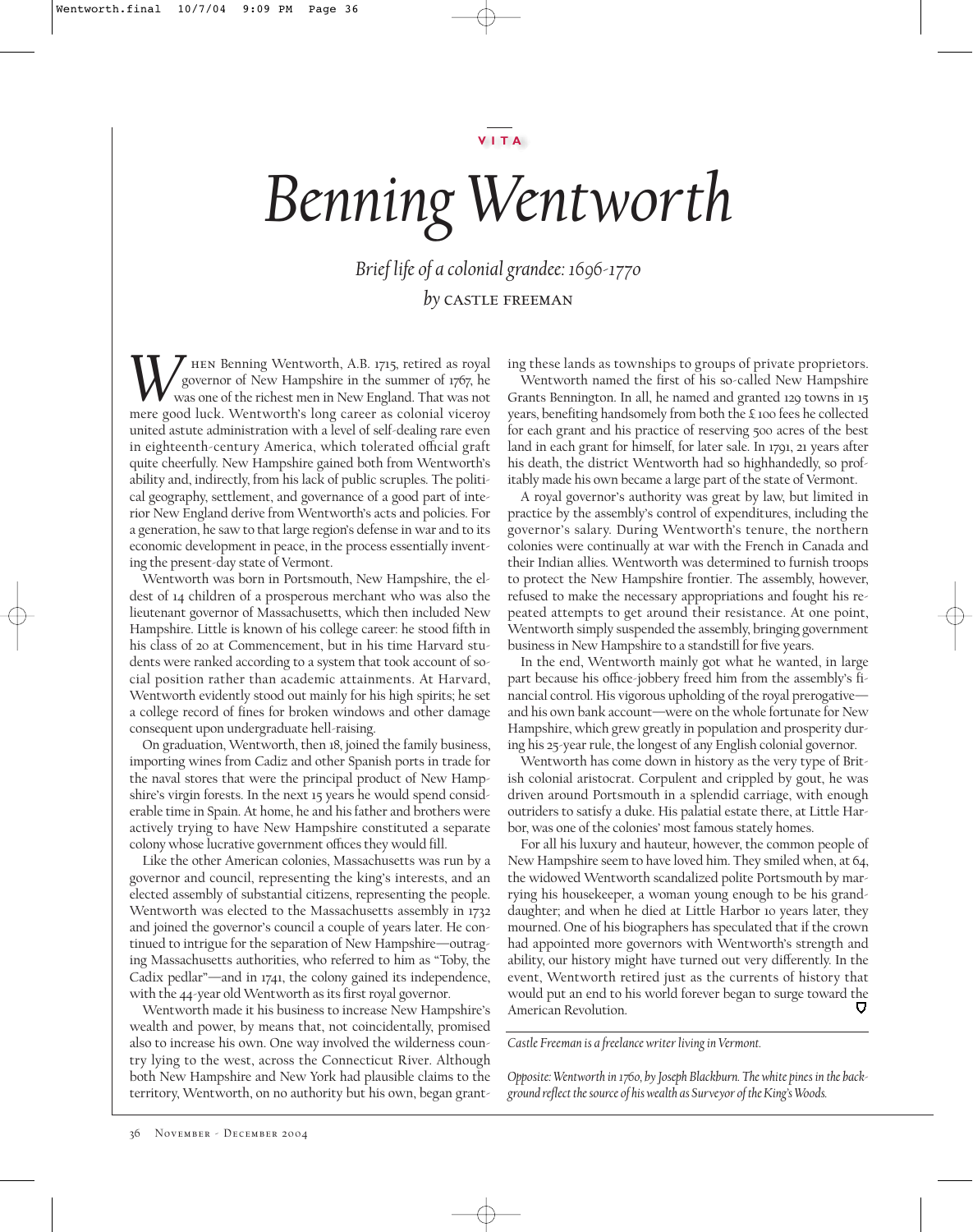VITA

# Benning Wentworth

*Brief life of a colonial grandee: 1696-1770*

*by* CASTLE FREEMAN

When Benning Wentworth, A.B. 1715, retired as royal governor of New Hampshire in the summer of 1767, he was one of the richest men in New England. That was not mere good luck. Wentworth's long career as colonial viceroy united astute administration with a level of self-dealing rare even in eighteenth-century America, which tolerated official graft quite cheerfully. New Hampshire gained both from Wentworth's ability and, indirectly, from his lack of public scruples. The political geography, settlement, and governance of a good part of interior New England derive from Wentworth's acts and policies. For a generation, he saw to that large region's defense in war and to its economic development in peace, in the process essentially inventing the present-day state of Vermont.

Wentworth was born in Portsmouth, New Hampshire, the eldest of 14 children of a prosperous merchant who was also the lieutenant governor of Massachusetts, which then included New Hampshire. Little is known of his college career: he stood fifth in his class of 20 at Commencement, but in his time Harvard students were ranked according to a system that took account of social position rather than academic attainments. At Harvard, Wentworth evidently stood out mainly for his high spirits; he set a college record of fines for broken windows and other damage consequent upon undergraduate hell-raising.

On graduation, Wentworth, then 18, joined the family business, importing wines from Cadiz and other Spanish ports in trade for the naval stores that were the principal product of New Hampshire's virgin forests. In the next 15 years he would spend considerable time in Spain. At home, he and his father and brothers were actively trying to have New Hampshire constituted a separate colony whose lucrative government offices they would fill.

Like the other American colonies, Massachusetts was run by a governor and council, representing the king's interests, and an elected assembly of substantial citizens, representing the people. Wentworth was elected to the Massachusetts assembly in 1732 and joined the governor's council a couple of years later. He continued to intrigue for the separation of New Hampshire—outraging Massachusetts authorities, who referred to him as "Toby, the Cadix pedlar"—and in 1741, the colony gained its independence, with the 44-year old Wentworth as its first royal governor.

Wentworth made it his business to increase New Hampshire's wealth and power, by means that, not coincidentally, promised also to increase his own. One way involved the wilderness country lying to the west, across the Connecticut River. Although both New Hampshire and New York had plausible claims to the territory, Wentworth, on no authority but his own, began granting these lands as townships to groups of private proprietors.

Wentworth named the first of his so-called New Hampshire Grants Bennington. In all, he named and granted 129 towns in 15 years, benefiting handsomely from both the £100 fees he collected for each grant and his practice of reserving 500 acres of the best land in each grant for himself, for later sale. In 1791, 21 years after his death, the district Wentworth had so highhandedly, so profitably made his own became a large part of the state of Vermont.

A royal governor's authority was great by law, but limited in practice by the assembly's control of expenditures, including the governor's salary. During Wentworth's tenure, the northern colonies were continually at war with the French in Canada and their Indian allies. Wentworth was determined to furnish troops to protect the New Hampshire frontier. The assembly, however, refused to make the necessary appropriations and fought his repeated attempts to get around their resistance. At one point, Wentworth simply suspended the assembly, bringing government business in New Hampshire to a standstill for five years.

In the end, Wentworth mainly got what he wanted, in large part because his office-jobbery freed him from the assembly's financial control. His vigorous upholding of the royal prerogative—and his own bank account—were on the whole fortunate for New Hampshire, which grew greatly in population and prosperity during his 25-year rule, the longest of any English colonial governor.

Wentworth has come down in history as the very type of British colonial aristocrat. Corpulent and crippled by gout, he was driven around Portsmouth in a splendid carriage, with enough outriders to satisfy a duke. His palatial estate there, at Little Harbor, was one of the colonies' most famous stately homes.

For all his luxury and hauteur, however, the common people of New Hampshire seem to have loved him. They smiled when, at 64, the widowed Wentworth scandalized polite Portsmouth by marrying his housekeeper, a woman young enough to be his granddaughter; and when he died at Little Harbor 10 years later, they mourned. One of his biographers has speculated that if the crown had appointed more governors with Wentworth's strength and ability, our history might have turned out very differently. In the event, Wentworth retired just as the currents of history that would put an end to his world forever began to surge toward the American Revolution.

*Castle Freeman is a freelance writer living in Vermont.*

*Opposite: Wentworth in 1760, by Joseph Blackburn. The white pines in the background reflect the source of his wealth as Surveyor of the King's Woods.*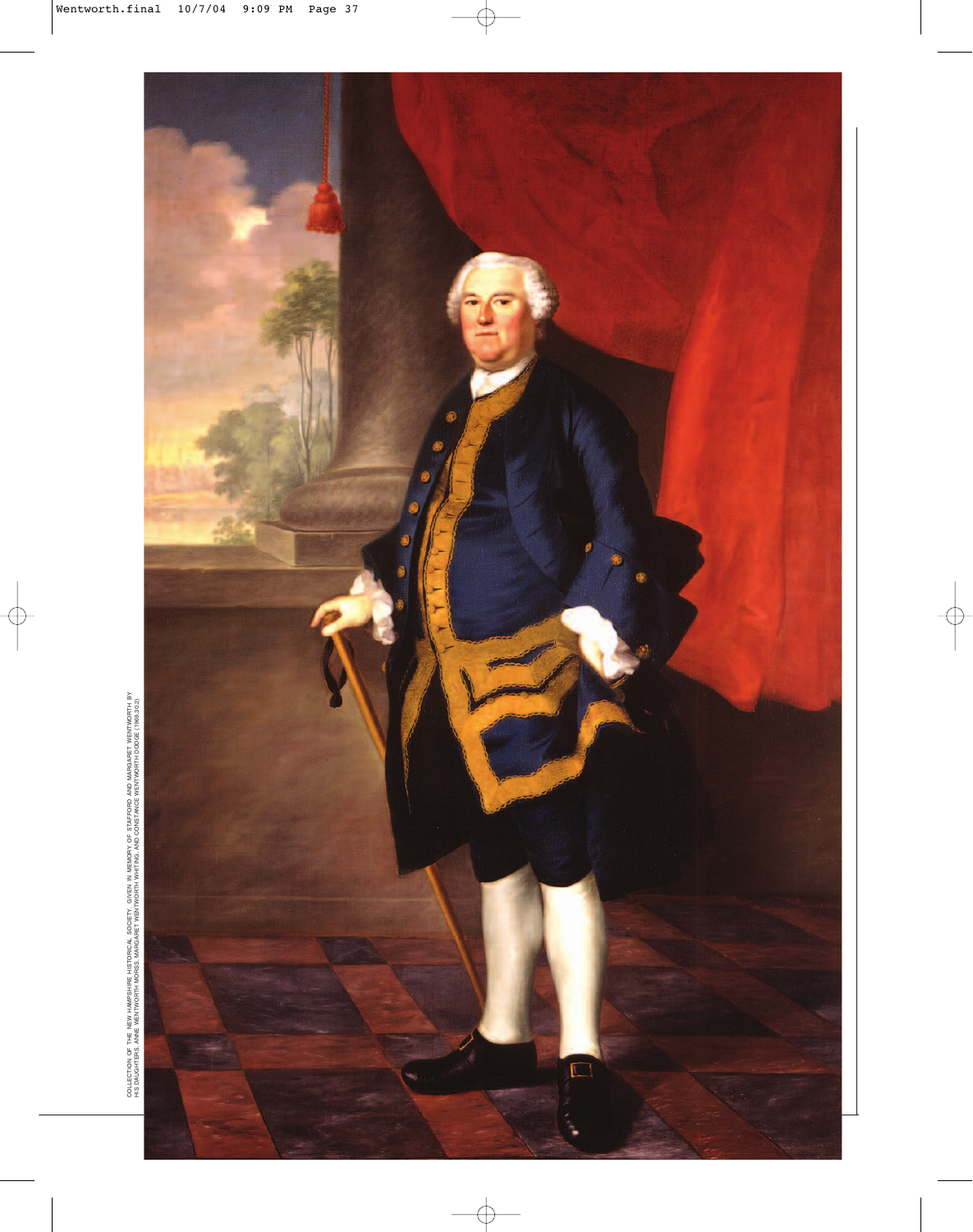COLLECTION OF THE NEW HAMPSHIRE HISTORICAL SOCIETY, GIVEN IN MEMORY OF STAFFORD AND MARGARET WENTWORTH BY HIS DAUGHTERS, ANNE WENTWORTH MORSS, MARGARET WENTWORTH WHITING, AND CONSTANCE WENTWORTH DODGE (1969.30.2)